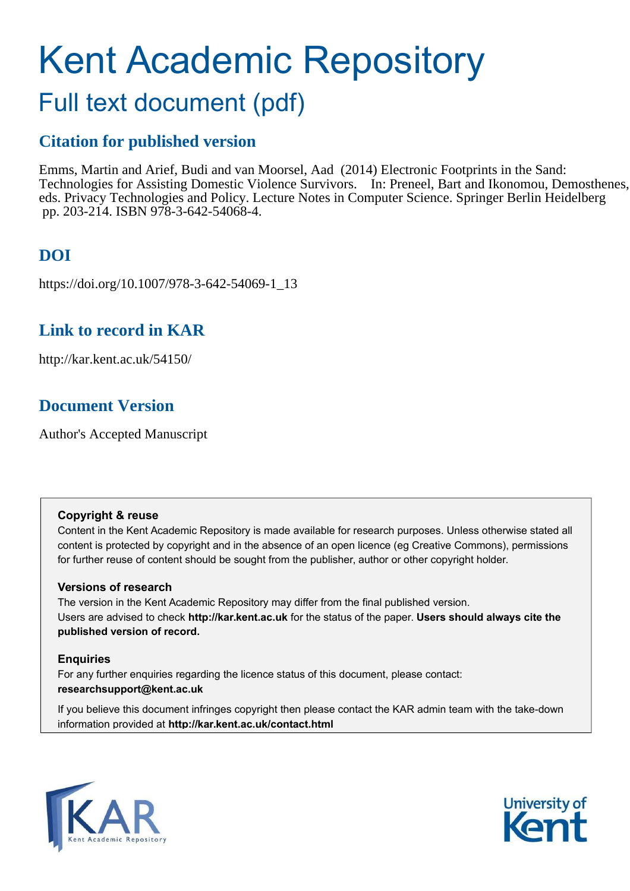# Kent Academic Repository

## Full text document (pdf)

### Citation for published version

Emms, Martin and Arief, Budi and van Moorsel, Aad (2014) Electronic Footprints in the Sand: Technologies for Assisting Domestic Violence Survivors. In: Preneel, Bart and Ikonomou, Demosthenes, eds. Privacy Technologies and Policy. Lecture Notes in Computer Science. Springer Berlin Heidelberg pp. 203-214. ISBN 978-3-642-54068-4.

### DOI

https://doi.org/10.1007/978-3-642-54069-1_13

### Link to record in KAR

http://kar.kent.ac.uk/54150/

### Document Version

Author's Accepted Manuscript

**Copyright & reuse**

Content in the Kent Academic Repository is made available for research purposes. Unless otherwise stated all content is protected by copyright and in the absence of an open licence (eg Creative Commons), permissions for further reuse of content should be sought from the publisher, author or other copyright holder.

**Versions of research**

The version in the Kent Academic Repository may differ from the final published version. Users are advised to check **http://kar.kent.ac.uk** for the status of the paper. **Users should always cite the published version of record.**

**Enquiries**

For any further enquiries regarding the licence status of this document, please contact: **researchsupport@kent.ac.uk**

If you believe this document infringes copyright then please contact the KAR admin team with the take-down information provided at **http://kar.kent.ac.uk/contact.html**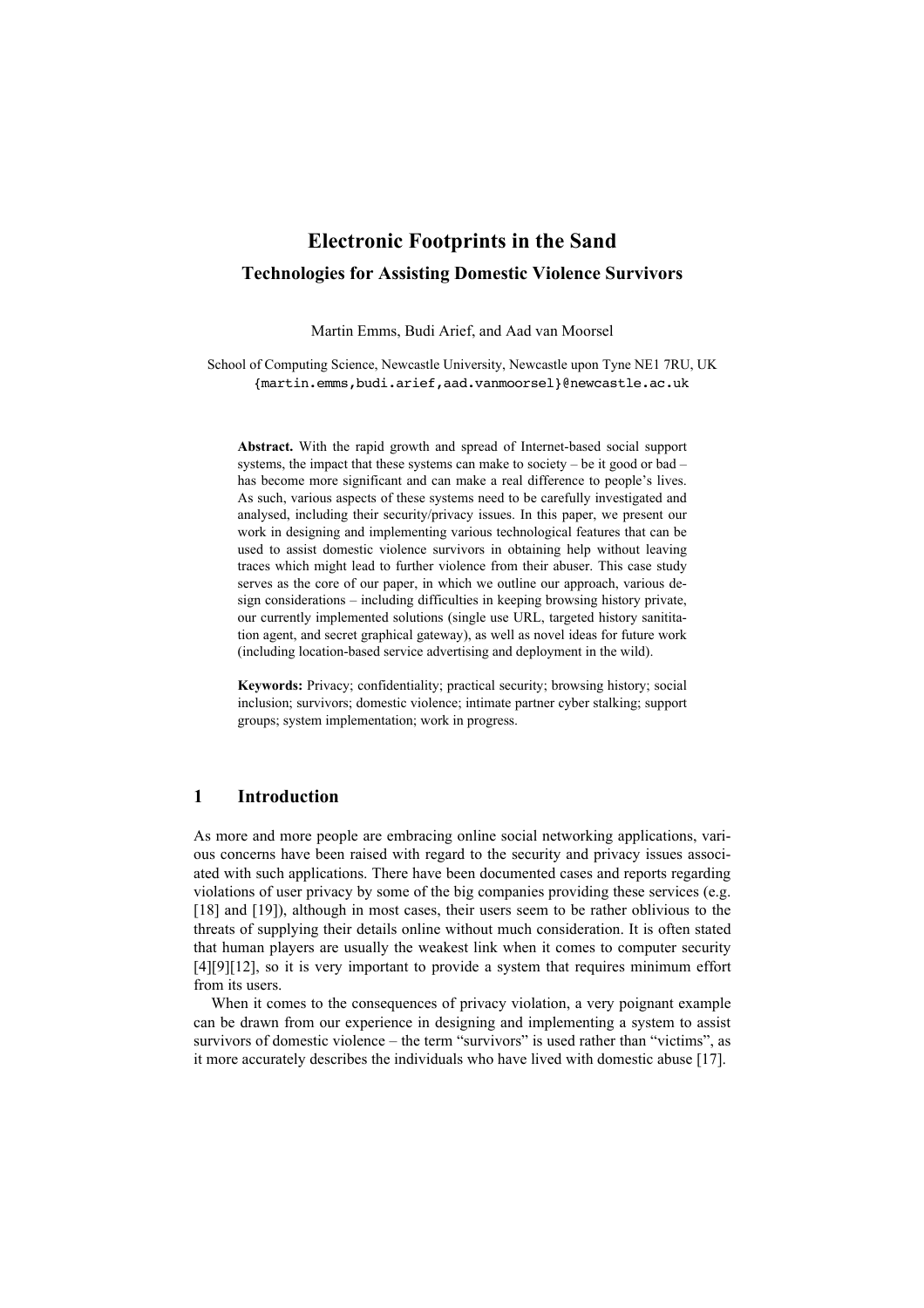# Electronic Footprints in the Sand

## Technologies for Assisting Domestic Violence Survivors

Martin Emms, Budi Arief, and Aad van Moorsel

School of Computing Science, Newcastle University, Newcastle upon Tyne NE1 7RU, UK
{martin.emms,budi.arief,aad.vanmoorsel}@newcastle.ac.uk

**Abstract.** With the rapid growth and spread of Internet-based social support systems, the impact that these systems can make to society – be it good or bad – has become more significant and can make a real difference to people's lives. As such, various aspects of these systems need to be carefully investigated and analysed, including their security/privacy issues. In this paper, we present our work in designing and implementing various technological features that can be used to assist domestic violence survivors in obtaining help without leaving traces which might lead to further violence from their abuser. This case study serves as the core of our paper, in which we outline our approach, various design considerations – including difficulties in keeping browsing history private, our currently implemented solutions (single use URL, targeted history sanititation agent, and secret graphical gateway), as well as novel ideas for future work (including location-based service advertising and deployment in the wild).

**Keywords:** Privacy; confidentiality; practical security; browsing history; social inclusion; survivors; domestic violence; intimate partner cyber stalking; support groups; system implementation; work in progress.

## 1 Introduction

As more and more people are embracing online social networking applications, various concerns have been raised with regard to the security and privacy issues associated with such applications. There have been documented cases and reports regarding violations of user privacy by some of the big companies providing these services (e.g. [18] and [19]), although in most cases, their users seem to be rather oblivious to the threats of supplying their details online without much consideration. It is often stated that human players are usually the weakest link when it comes to computer security [4][9][12], so it is very important to provide a system that requires minimum effort from its users.

When it comes to the consequences of privacy violation, a very poignant example can be drawn from our experience in designing and implementing a system to assist survivors of domestic violence – the term "survivors" is used rather than "victims", as it more accurately describes the individuals who have lived with domestic abuse [17].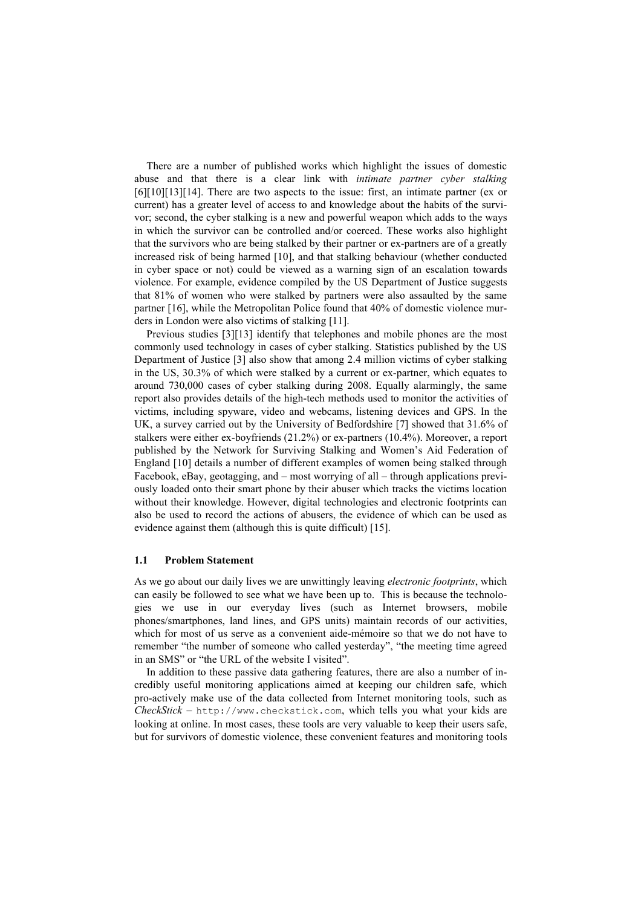There are a number of published works which highlight the issues of domestic abuse and that there is a clear link with *intimate partner cyber stalking* [6][10][13][14]. There are two aspects to the issue: first, an intimate partner (ex or current) has a greater level of access to and knowledge about the habits of the survivor; second, the cyber stalking is a new and powerful weapon which adds to the ways in which the survivor can be controlled and/or coerced. These works also highlight that the survivors who are being stalked by their partner or ex-partners are of a greatly increased risk of being harmed [10], and that stalking behaviour (whether conducted in cyber space or not) could be viewed as a warning sign of an escalation towards violence. For example, evidence compiled by the US Department of Justice suggests that 81% of women who were stalked by partners were also assaulted by the same partner [16], while the Metropolitan Police found that 40% of domestic violence murders in London were also victims of stalking [11].

Previous studies [3][13] identify that telephones and mobile phones are the most commonly used technology in cases of cyber stalking. Statistics published by the US Department of Justice [3] also show that among 2.4 million victims of cyber stalking in the US, 30.3% of which were stalked by a current or ex-partner, which equates to around 730,000 cases of cyber stalking during 2008. Equally alarmingly, the same report also provides details of the high-tech methods used to monitor the activities of victims, including spyware, video and webcams, listening devices and GPS. In the UK, a survey carried out by the University of Bedfordshire [7] showed that 31.6% of stalkers were either ex-boyfriends (21.2%) or ex-partners (10.4%). Moreover, a report published by the Network for Surviving Stalking and Women's Aid Federation of England [10] details a number of different examples of women being stalked through Facebook, eBay, geotagging, and – most worrying of all – through applications previously loaded onto their smart phone by their abuser which tracks the victims location without their knowledge. However, digital technologies and electronic footprints can also be used to record the actions of abusers, the evidence of which can be used as evidence against them (although this is quite difficult) [15].

### 1.1 Problem Statement

As we go about our daily lives we are unwittingly leaving *electronic footprints*, which can easily be followed to see what we have been up to. This is because the technologies we use in our everyday lives (such as Internet browsers, mobile phones/smartphones, land lines, and GPS units) maintain records of our activities, which for most of us serve as a convenient aide-mémoire so that we do not have to remember "the number of someone who called yesterday", "the meeting time agreed in an SMS" or "the URL of the website I visited".

In addition to these passive data gathering features, there are also a number of incredibly useful monitoring applications aimed at keeping our children safe, which pro-actively make use of the data collected from Internet monitoring tools, such as *CheckStick* – `http://www.checkstick.com`, which tells you what your kids are looking at online. In most cases, these tools are very valuable to keep their users safe, but for survivors of domestic violence, these convenient features and monitoring tools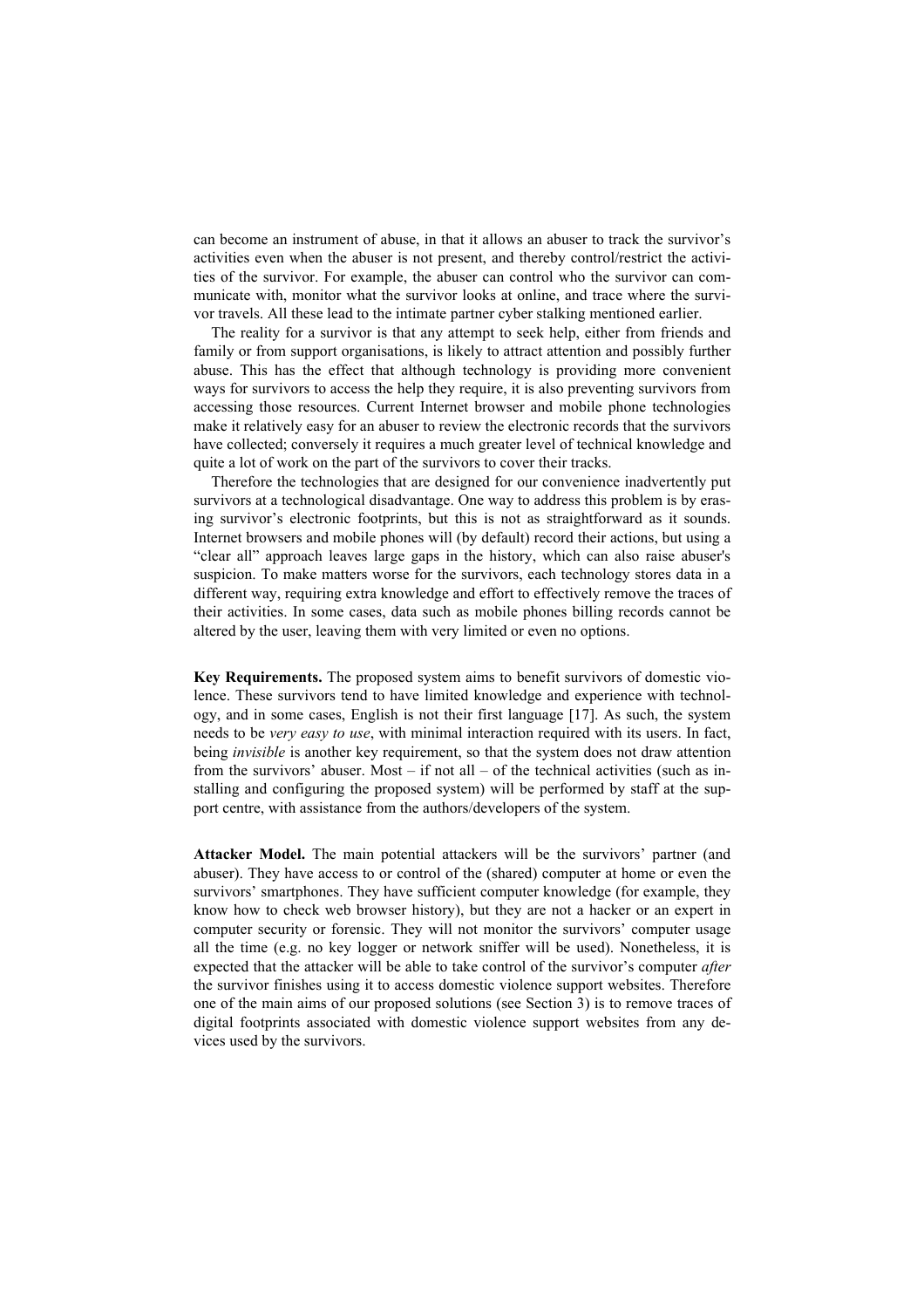can become an instrument of abuse, in that it allows an abuser to track the survivor's activities even when the abuser is not present, and thereby control/restrict the activities of the survivor. For example, the abuser can control who the survivor can communicate with, monitor what the survivor looks at online, and trace where the survivor travels. All these lead to the intimate partner cyber stalking mentioned earlier.

The reality for a survivor is that any attempt to seek help, either from friends and family or from support organisations, is likely to attract attention and possibly further abuse. This has the effect that although technology is providing more convenient ways for survivors to access the help they require, it is also preventing survivors from accessing those resources. Current Internet browser and mobile phone technologies make it relatively easy for an abuser to review the electronic records that the survivors have collected; conversely it requires a much greater level of technical knowledge and quite a lot of work on the part of the survivors to cover their tracks.

Therefore the technologies that are designed for our convenience inadvertently put survivors at a technological disadvantage. One way to address this problem is by erasing survivor's electronic footprints, but this is not as straightforward as it sounds. Internet browsers and mobile phones will (by default) record their actions, but using a "clear all" approach leaves large gaps in the history, which can also raise abuser's suspicion. To make matters worse for the survivors, each technology stores data in a different way, requiring extra knowledge and effort to effectively remove the traces of their activities. In some cases, data such as mobile phones billing records cannot be altered by the user, leaving them with very limited or even no options.

**Key Requirements.** The proposed system aims to benefit survivors of domestic violence. These survivors tend to have limited knowledge and experience with technology, and in some cases, English is not their first language [17]. As such, the system needs to be *very easy to use*, with minimal interaction required with its users. In fact, being *invisible* is another key requirement, so that the system does not draw attention from the survivors' abuser. Most – if not all – of the technical activities (such as installing and configuring the proposed system) will be performed by staff at the support centre, with assistance from the authors/developers of the system.

**Attacker Model.** The main potential attackers will be the survivors' partner (and abuser). They have access to or control of the (shared) computer at home or even the survivors' smartphones. They have sufficient computer knowledge (for example, they know how to check web browser history), but they are not a hacker or an expert in computer security or forensic. They will not monitor the survivors' computer usage all the time (e.g. no key logger or network sniffer will be used). Nonetheless, it is expected that the attacker will be able to take control of the survivor's computer *after* the survivor finishes using it to access domestic violence support websites. Therefore one of the main aims of our proposed solutions (see Section 3) is to remove traces of digital footprints associated with domestic violence support websites from any devices used by the survivors.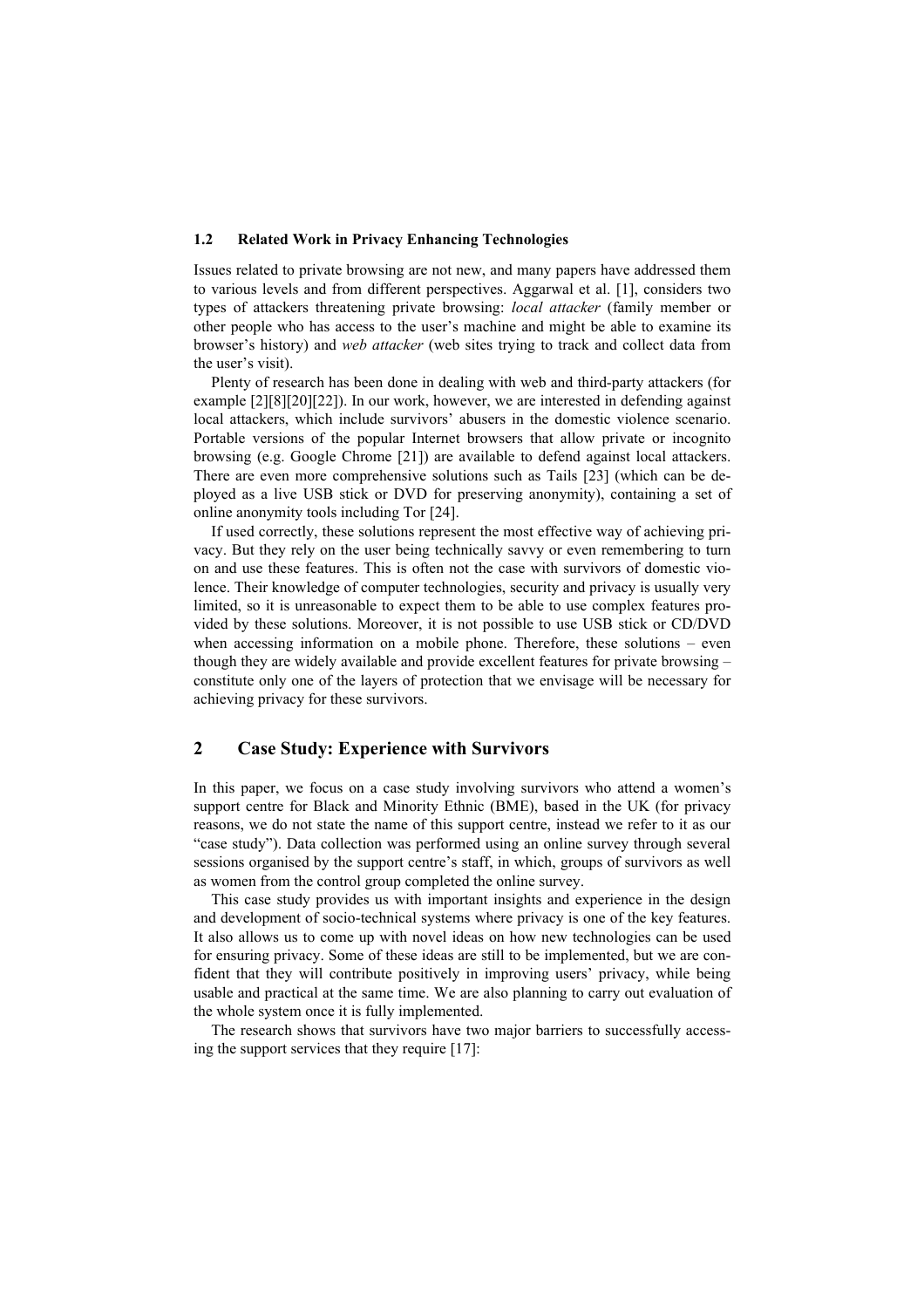### 1.2 Related Work in Privacy Enhancing Technologies

Issues related to private browsing are not new, and many papers have addressed them to various levels and from different perspectives. Aggarwal et al. [1], considers two types of attackers threatening private browsing: *local attacker* (family member or other people who has access to the user's machine and might be able to examine its browser's history) and *web attacker* (web sites trying to track and collect data from the user's visit).

Plenty of research has been done in dealing with web and third-party attackers (for example [2][8][20][22]). In our work, however, we are interested in defending against local attackers, which include survivors' abusers in the domestic violence scenario. Portable versions of the popular Internet browsers that allow private or incognito browsing (e.g. Google Chrome [21]) are available to defend against local attackers. There are even more comprehensive solutions such as Tails [23] (which can be deployed as a live USB stick or DVD for preserving anonymity), containing a set of online anonymity tools including Tor [24].

If used correctly, these solutions represent the most effective way of achieving privacy. But they rely on the user being technically savvy or even remembering to turn on and use these features. This is often not the case with survivors of domestic violence. Their knowledge of computer technologies, security and privacy is usually very limited, so it is unreasonable to expect them to be able to use complex features provided by these solutions. Moreover, it is not possible to use USB stick or CD/DVD when accessing information on a mobile phone. Therefore, these solutions – even though they are widely available and provide excellent features for private browsing – constitute only one of the layers of protection that we envisage will be necessary for achieving privacy for these survivors.

## 2 Case Study: Experience with Survivors

In this paper, we focus on a case study involving survivors who attend a women's support centre for Black and Minority Ethnic (BME), based in the UK (for privacy reasons, we do not state the name of this support centre, instead we refer to it as our "case study"). Data collection was performed using an online survey through several sessions organised by the support centre's staff, in which, groups of survivors as well as women from the control group completed the online survey.

This case study provides us with important insights and experience in the design and development of socio-technical systems where privacy is one of the key features. It also allows us to come up with novel ideas on how new technologies can be used for ensuring privacy. Some of these ideas are still to be implemented, but we are confident that they will contribute positively in improving users' privacy, while being usable and practical at the same time. We are also planning to carry out evaluation of the whole system once it is fully implemented.

The research shows that survivors have two major barriers to successfully accessing the support services that they require [17]: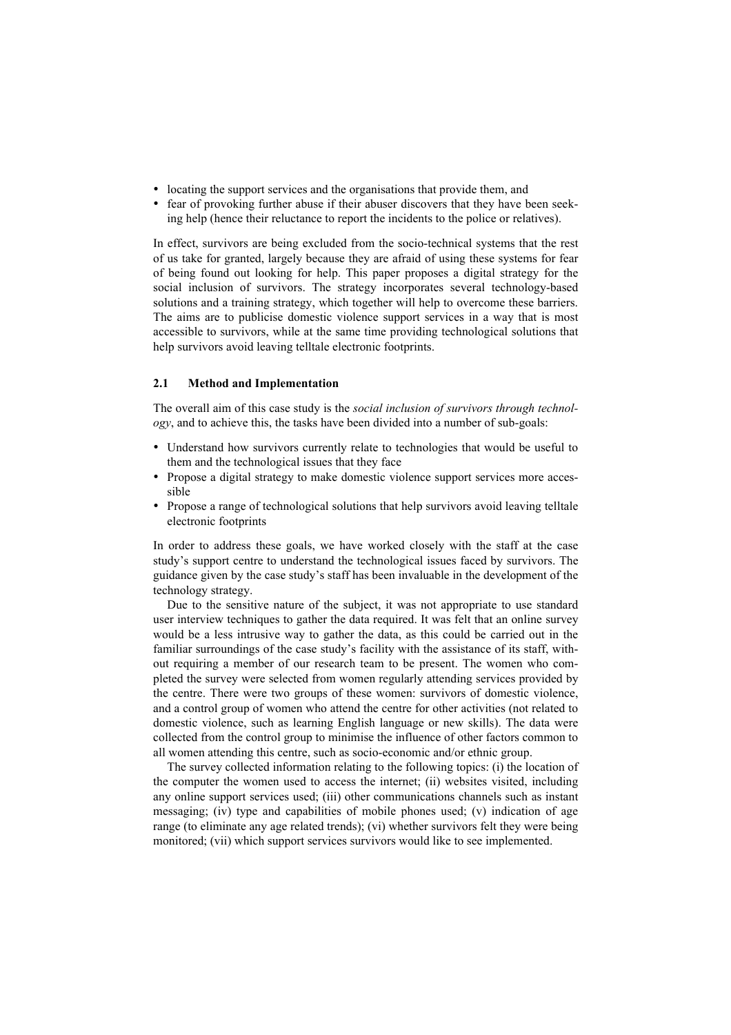- locating the support services and the organisations that provide them, and
- fear of provoking further abuse if their abuser discovers that they have been seeking help (hence their reluctance to report the incidents to the police or relatives).

In effect, survivors are being excluded from the socio-technical systems that the rest of us take for granted, largely because they are afraid of using these systems for fear of being found out looking for help. This paper proposes a digital strategy for the social inclusion of survivors. The strategy incorporates several technology-based solutions and a training strategy, which together will help to overcome these barriers. The aims are to publicise domestic violence support services in a way that is most accessible to survivors, while at the same time providing technological solutions that help survivors avoid leaving telltale electronic footprints.

### 2.1 Method and Implementation

The overall aim of this case study is the *social inclusion of survivors through technology*, and to achieve this, the tasks have been divided into a number of sub-goals:

- Understand how survivors currently relate to technologies that would be useful to them and the technological issues that they face
- Propose a digital strategy to make domestic violence support services more accessible
- Propose a range of technological solutions that help survivors avoid leaving telltale electronic footprints

In order to address these goals, we have worked closely with the staff at the case study's support centre to understand the technological issues faced by survivors. The guidance given by the case study's staff has been invaluable in the development of the technology strategy.

Due to the sensitive nature of the subject, it was not appropriate to use standard user interview techniques to gather the data required. It was felt that an online survey would be a less intrusive way to gather the data, as this could be carried out in the familiar surroundings of the case study's facility with the assistance of its staff, without requiring a member of our research team to be present. The women who completed the survey were selected from women regularly attending services provided by the centre. There were two groups of these women: survivors of domestic violence, and a control group of women who attend the centre for other activities (not related to domestic violence, such as learning English language or new skills). The data were collected from the control group to minimise the influence of other factors common to all women attending this centre, such as socio-economic and/or ethnic group.

The survey collected information relating to the following topics: (i) the location of the computer the women used to access the internet; (ii) websites visited, including any online support services used; (iii) other communications channels such as instant messaging; (iv) type and capabilities of mobile phones used; (v) indication of age range (to eliminate any age related trends); (vi) whether survivors felt they were being monitored; (vii) which support services survivors would like to see implemented.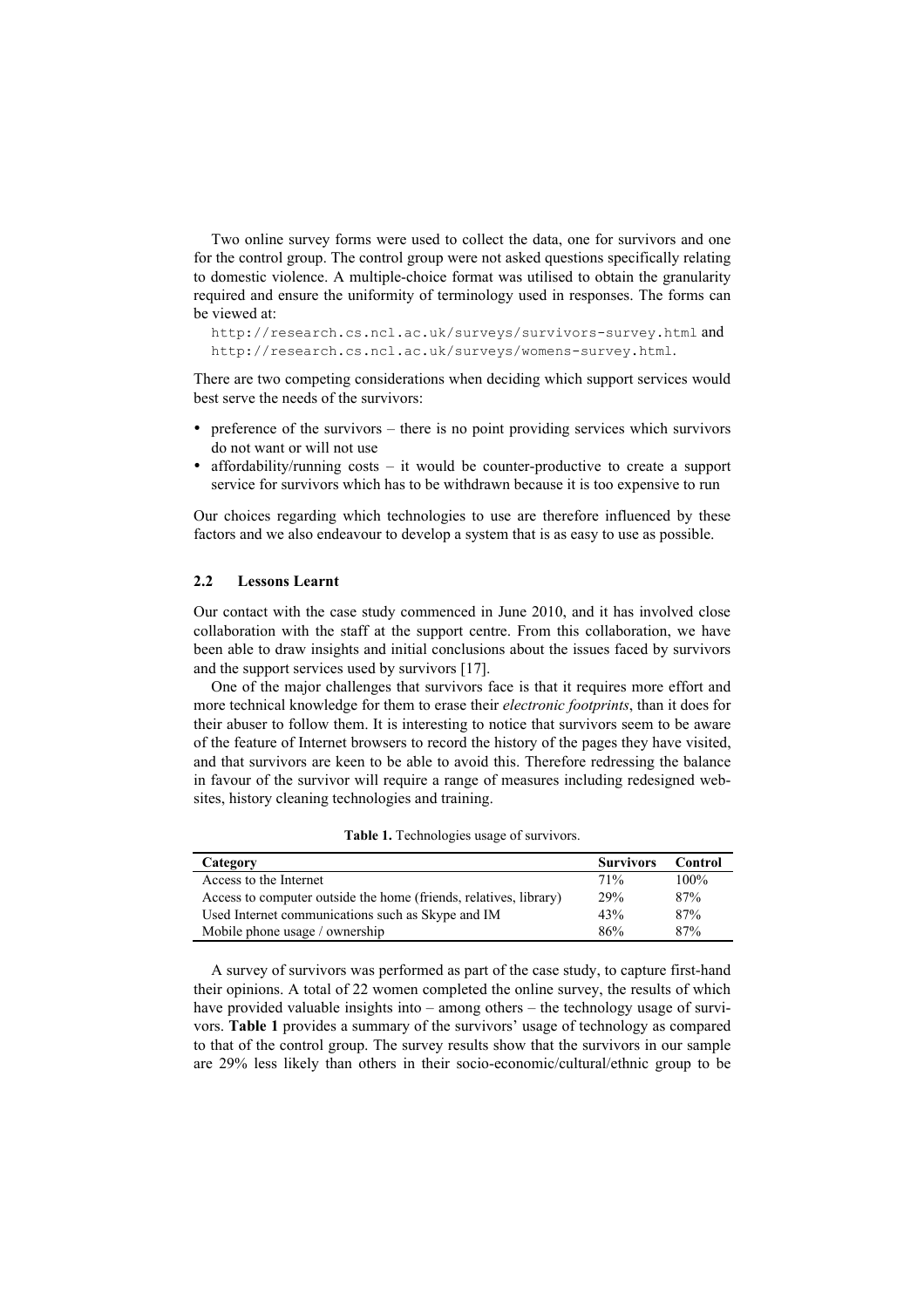Two online survey forms were used to collect the data, one for survivors and one for the control group. The control group were not asked questions specifically relating to domestic violence. A multiple-choice format was utilised to obtain the granularity required and ensure the uniformity of terminology used in responses. The forms can be viewed at:

`http://research.cs.ncl.ac.uk/surveys/survivors-survey.html` and `http://research.cs.ncl.ac.uk/surveys/womens-survey.html`.

There are two competing considerations when deciding which support services would best serve the needs of the survivors:

- preference of the survivors – there is no point providing services which survivors do not want or will not use
- affordability/running costs – it would be counter-productive to create a support service for survivors which has to be withdrawn because it is too expensive to run

Our choices regarding which technologies to use are therefore influenced by these factors and we also endeavour to develop a system that is as easy to use as possible.

### 2.2 Lessons Learnt

Our contact with the case study commenced in June 2010, and it has involved close collaboration with the staff at the support centre. From this collaboration, we have been able to draw insights and initial conclusions about the issues faced by survivors and the support services used by survivors [17].

One of the major challenges that survivors face is that it requires more effort and more technical knowledge for them to erase their *electronic footprints*, than it does for their abuser to follow them. It is interesting to notice that survivors seem to be aware of the feature of Internet browsers to record the history of the pages they have visited, and that survivors are keen to be able to avoid this. Therefore redressing the balance in favour of the survivor will require a range of measures including redesigned websites, history cleaning technologies and training.

**Table 1.** Technologies usage of survivors.

| Category | Survivors | Control |
|---|---|---|
| Access to the Internet | 71% | 100% |
| Access to computer outside the home (friends, relatives, library) | 29% | 87% |
| Used Internet communications such as Skype and IM | 43% | 87% |
| Mobile phone usage / ownership | 86% | 87% |

A survey of survivors was performed as part of the case study, to capture first-hand their opinions. A total of 22 women completed the online survey, the results of which have provided valuable insights into – among others – the technology usage of survivors. **Table 1** provides a summary of the survivors' usage of technology as compared to that of the control group. The survey results show that the survivors in our sample are 29% less likely than others in their socio-economic/cultural/ethnic group to be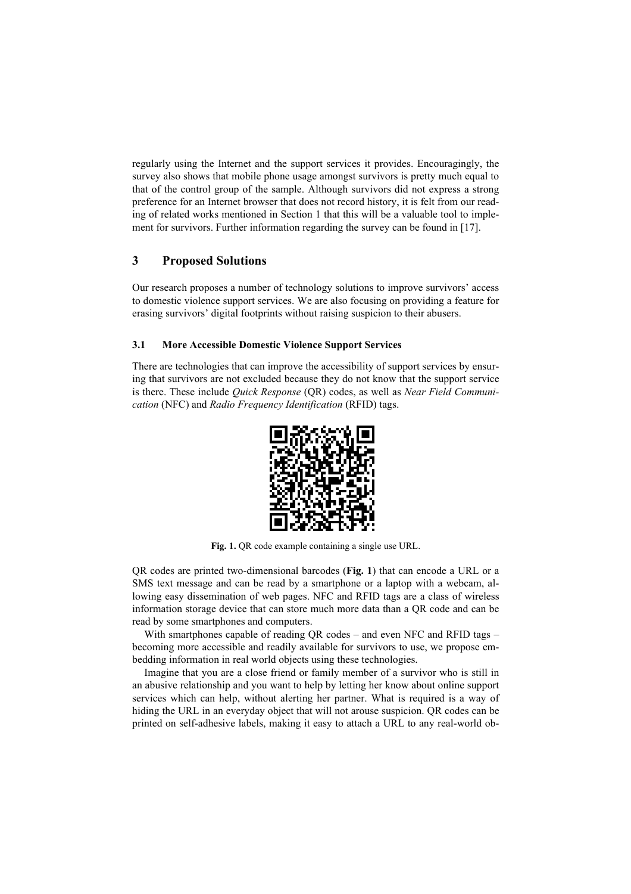regularly using the Internet and the support services it provides. Encouragingly, the survey also shows that mobile phone usage amongst survivors is pretty much equal to that of the control group of the sample. Although survivors did not express a strong preference for an Internet browser that does not record history, it is felt from our reading of related works mentioned in Section 1 that this will be a valuable tool to implement for survivors. Further information regarding the survey can be found in [17].

## 3 Proposed Solutions

Our research proposes a number of technology solutions to improve survivors' access to domestic violence support services. We are also focusing on providing a feature for erasing survivors' digital footprints without raising suspicion to their abusers.

### 3.1 More Accessible Domestic Violence Support Services

There are technologies that can improve the accessibility of support services by ensuring that survivors are not excluded because they do not know that the support service is there. These include *Quick Response* (QR) codes, as well as *Near Field Communication* (NFC) and *Radio Frequency Identification* (RFID) tags.

**Fig. 1.** QR code example containing a single use URL.

QR codes are printed two-dimensional barcodes (**Fig. 1**) that can encode a URL or a SMS text message and can be read by a smartphone or a laptop with a webcam, allowing easy dissemination of web pages. NFC and RFID tags are a class of wireless information storage device that can store much more data than a QR code and can be read by some smartphones and computers.

With smartphones capable of reading QR codes – and even NFC and RFID tags – becoming more accessible and readily available for survivors to use, we propose embedding information in real world objects using these technologies.

Imagine that you are a close friend or family member of a survivor who is still in an abusive relationship and you want to help by letting her know about online support services which can help, without alerting her partner. What is required is a way of hiding the URL in an everyday object that will not arouse suspicion. QR codes can be printed on self-adhesive labels, making it easy to attach a URL to any real-world ob-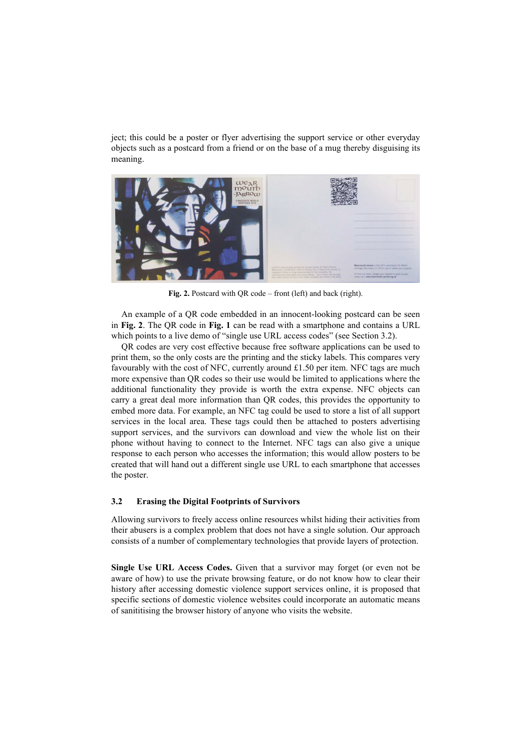ject; this could be a poster or flyer advertising the support service or other everyday objects such as a postcard from a friend or on the base of a mug thereby disguising its meaning.

**Fig. 2.** Postcard with QR code – front (left) and back (right).

An example of a QR code embedded in an innocent-looking postcard can be seen in **Fig. 2**. The QR code in **Fig. 1** can be read with a smartphone and contains a URL which points to a live demo of "single use URL access codes" (see Section 3.2).

QR codes are very cost effective because free software applications can be used to print them, so the only costs are the printing and the sticky labels. This compares very favourably with the cost of NFC, currently around £1.50 per item. NFC tags are much more expensive than QR codes so their use would be limited to applications where the additional functionality they provide is worth the extra expense. NFC objects can carry a great deal more information than QR codes, this provides the opportunity to embed more data. For example, an NFC tag could be used to store a list of all support services in the local area. These tags could then be attached to posters advertising support services, and the survivors can download and view the whole list on their phone without having to connect to the Internet. NFC tags can also give a unique response to each person who accesses the information; this would allow posters to be created that will hand out a different single use URL to each smartphone that accesses the poster.

### 3.2 Erasing the Digital Footprints of Survivors

Allowing survivors to freely access online resources whilst hiding their activities from their abusers is a complex problem that does not have a single solution. Our approach consists of a number of complementary technologies that provide layers of protection.

**Single Use URL Access Codes.** Given that a survivor may forget (or even not be aware of how) to use the private browsing feature, or do not know how to clear their history after accessing domestic violence support services online, it is proposed that specific sections of domestic violence websites could incorporate an automatic means of sanititising the browser history of anyone who visits the website.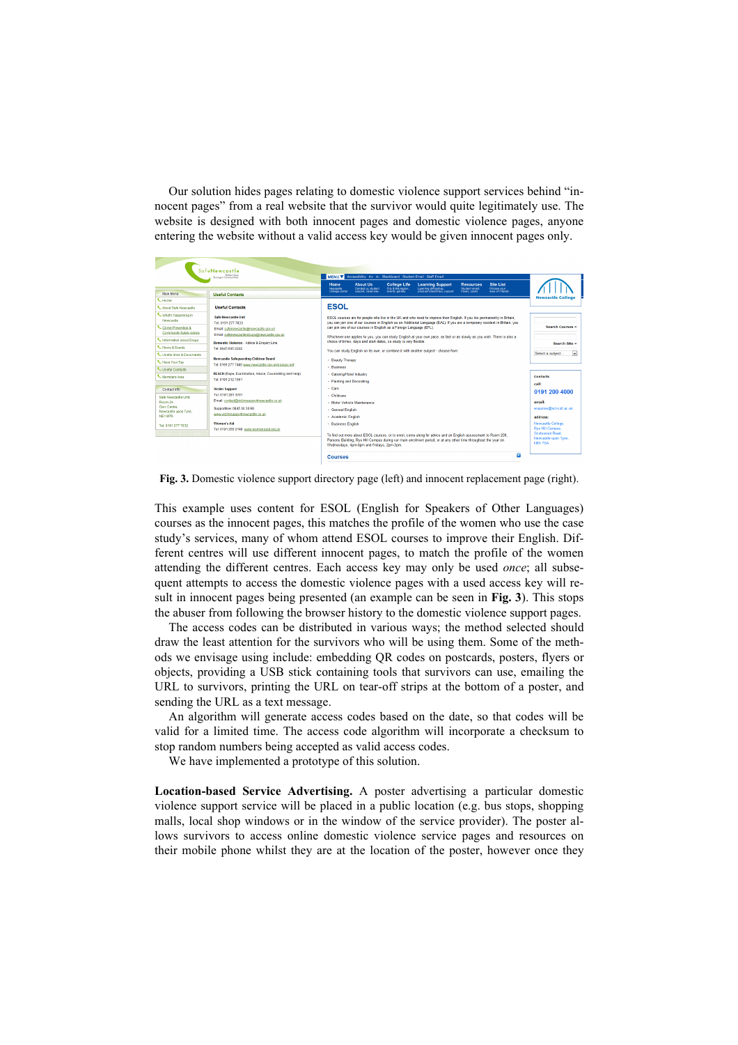Our solution hides pages relating to domestic violence support services behind "innocent pages" from a real website that the survivor would quite legitimately use. The website is designed with both innocent pages and domestic violence pages, anyone entering the website without a valid access key would be given innocent pages only.

**Fig. 3.** Domestic violence support directory page (left) and innocent replacement page (right).

This example uses content for ESOL (English for Speakers of Other Languages) courses as the innocent pages, this matches the profile of the women who use the case study's services, many of whom attend ESOL courses to improve their English. Different centres will use different innocent pages, to match the profile of the women attending the different centres. Each access key may only be used *once*; all subsequent attempts to access the domestic violence pages with a used access key will result in innocent pages being presented (an example can be seen in **Fig. 3**). This stops the abuser from following the browser history to the domestic violence support pages.

The access codes can be distributed in various ways; the method selected should draw the least attention for the survivors who will be using them. Some of the methods we envisage using include: embedding QR codes on postcards, posters, flyers or objects, providing a USB stick containing tools that survivors can use, emailing the URL to survivors, printing the URL on tear-off strips at the bottom of a poster, and sending the URL as a text message.

An algorithm will generate access codes based on the date, so that codes will be valid for a limited time. The access code algorithm will incorporate a checksum to stop random numbers being accepted as valid access codes.

We have implemented a prototype of this solution.

**Location-based Service Advertising.** A poster advertising a particular domestic violence support service will be placed in a public location (e.g. bus stops, shopping malls, local shop windows or in the window of the service provider). The poster allows survivors to access online domestic violence service pages and resources on their mobile phone whilst they are at the location of the poster, however once they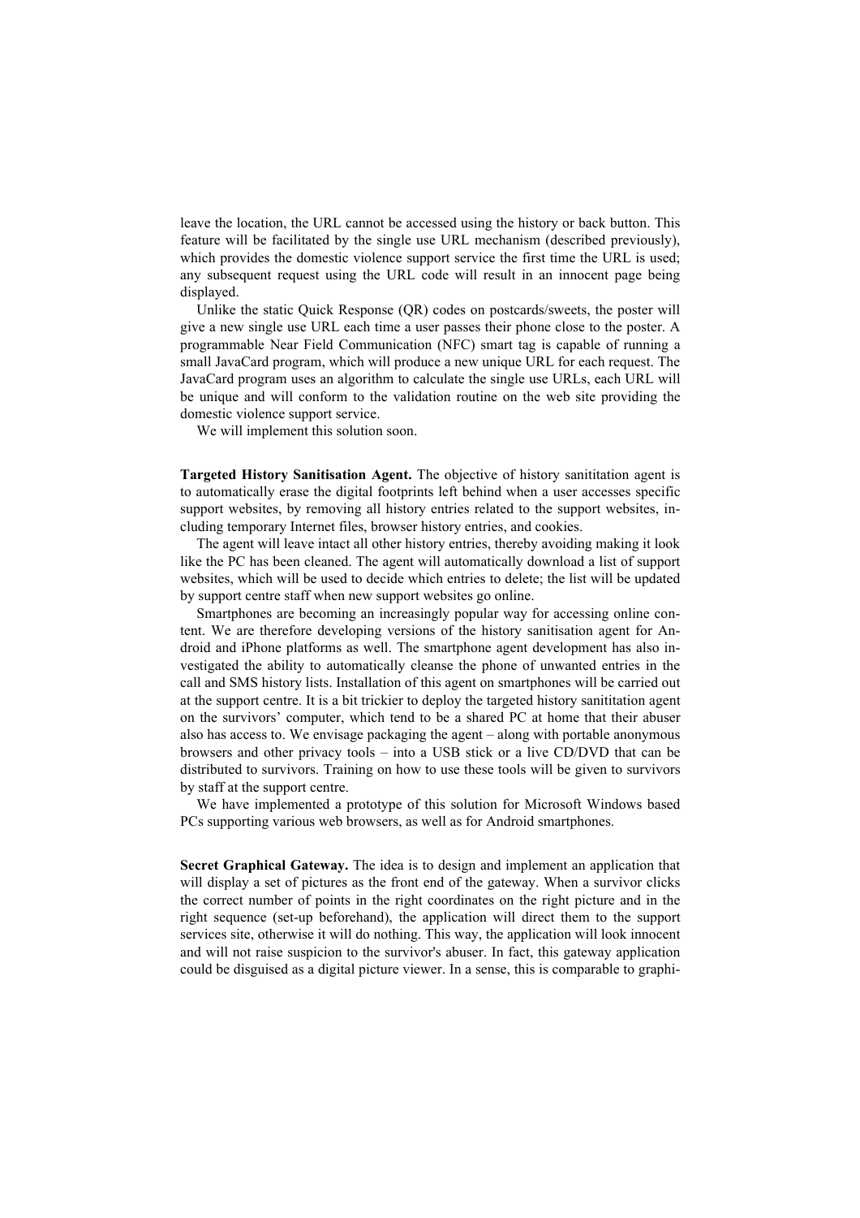leave the location, the URL cannot be accessed using the history or back button. This feature will be facilitated by the single use URL mechanism (described previously), which provides the domestic violence support service the first time the URL is used; any subsequent request using the URL code will result in an innocent page being displayed.

Unlike the static Quick Response (QR) codes on postcards/sweets, the poster will give a new single use URL each time a user passes their phone close to the poster. A programmable Near Field Communication (NFC) smart tag is capable of running a small JavaCard program, which will produce a new unique URL for each request. The JavaCard program uses an algorithm to calculate the single use URLs, each URL will be unique and will conform to the validation routine on the web site providing the domestic violence support service.

We will implement this solution soon.

**Targeted History Sanitisation Agent.** The objective of history sanititation agent is to automatically erase the digital footprints left behind when a user accesses specific support websites, by removing all history entries related to the support websites, including temporary Internet files, browser history entries, and cookies.

The agent will leave intact all other history entries, thereby avoiding making it look like the PC has been cleaned. The agent will automatically download a list of support websites, which will be used to decide which entries to delete; the list will be updated by support centre staff when new support websites go online.

Smartphones are becoming an increasingly popular way for accessing online content. We are therefore developing versions of the history sanitisation agent for Android and iPhone platforms as well. The smartphone agent development has also investigated the ability to automatically cleanse the phone of unwanted entries in the call and SMS history lists. Installation of this agent on smartphones will be carried out at the support centre. It is a bit trickier to deploy the targeted history sanititation agent on the survivors' computer, which tend to be a shared PC at home that their abuser also has access to. We envisage packaging the agent – along with portable anonymous browsers and other privacy tools – into a USB stick or a live CD/DVD that can be distributed to survivors. Training on how to use these tools will be given to survivors by staff at the support centre.

We have implemented a prototype of this solution for Microsoft Windows based PCs supporting various web browsers, as well as for Android smartphones.

**Secret Graphical Gateway.** The idea is to design and implement an application that will display a set of pictures as the front end of the gateway. When a survivor clicks the correct number of points in the right coordinates on the right picture and in the right sequence (set-up beforehand), the application will direct them to the support services site, otherwise it will do nothing. This way, the application will look innocent and will not raise suspicion to the survivor's abuser. In fact, this gateway application could be disguised as a digital picture viewer. In a sense, this is comparable to graphi-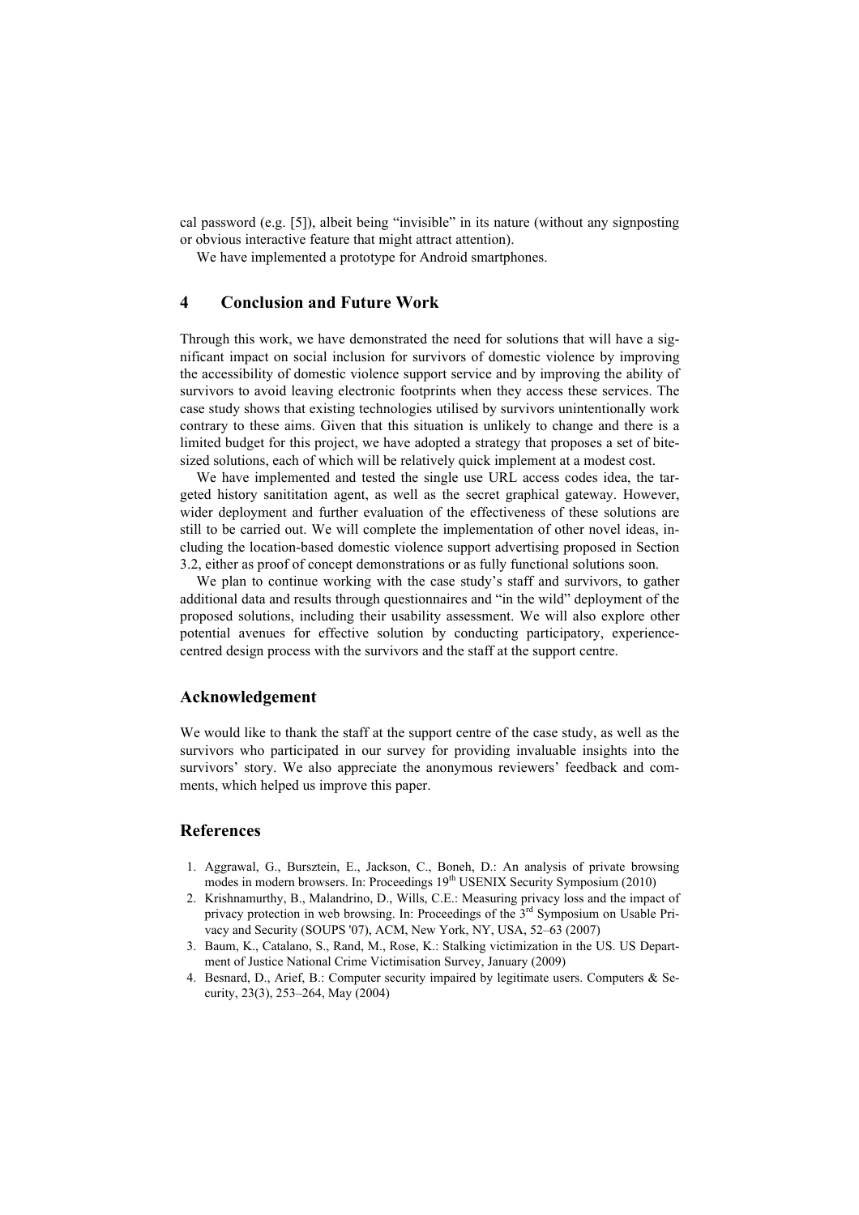cal password (e.g. [5]), albeit being "invisible" in its nature (without any signposting or obvious interactive feature that might attract attention).

We have implemented a prototype for Android smartphones.

## 4 Conclusion and Future Work

Through this work, we have demonstrated the need for solutions that will have a significant impact on social inclusion for survivors of domestic violence by improving the accessibility of domestic violence support service and by improving the ability of survivors to avoid leaving electronic footprints when they access these services. The case study shows that existing technologies utilised by survivors unintentionally work contrary to these aims. Given that this situation is unlikely to change and there is a limited budget for this project, we have adopted a strategy that proposes a set of bite-sized solutions, each of which will be relatively quick implement at a modest cost.

We have implemented and tested the single use URL access codes idea, the targeted history sanititation agent, as well as the secret graphical gateway. However, wider deployment and further evaluation of the effectiveness of these solutions are still to be carried out. We will complete the implementation of other novel ideas, including the location-based domestic violence support advertising proposed in Section 3.2, either as proof of concept demonstrations or as fully functional solutions soon.

We plan to continue working with the case study's staff and survivors, to gather additional data and results through questionnaires and "in the wild" deployment of the proposed solutions, including their usability assessment. We will also explore other potential avenues for effective solution by conducting participatory, experience-centred design process with the survivors and the staff at the support centre.

## Acknowledgement

We would like to thank the staff at the support centre of the case study, as well as the survivors who participated in our survey for providing invaluable insights into the survivors' story. We also appreciate the anonymous reviewers' feedback and comments, which helped us improve this paper.

## References

1. Aggrawal, G., Bursztein, E., Jackson, C., Boneh, D.: An analysis of private browsing modes in modern browsers. In: Proceedings 19th USENIX Security Symposium (2010)
2. Krishnamurthy, B., Malandrino, D., Wills, C.E.: Measuring privacy loss and the impact of privacy protection in web browsing. In: Proceedings of the 3rd Symposium on Usable Privacy and Security (SOUPS '07), ACM, New York, NY, USA, 52–63 (2007)
3. Baum, K., Catalano, S., Rand, M., Rose, K.: Stalking victimization in the US. US Department of Justice National Crime Victimisation Survey, January (2009)
4. Besnard, D., Arief, B.: Computer security impaired by legitimate users. Computers & Security, 23(3), 253–264, May (2004)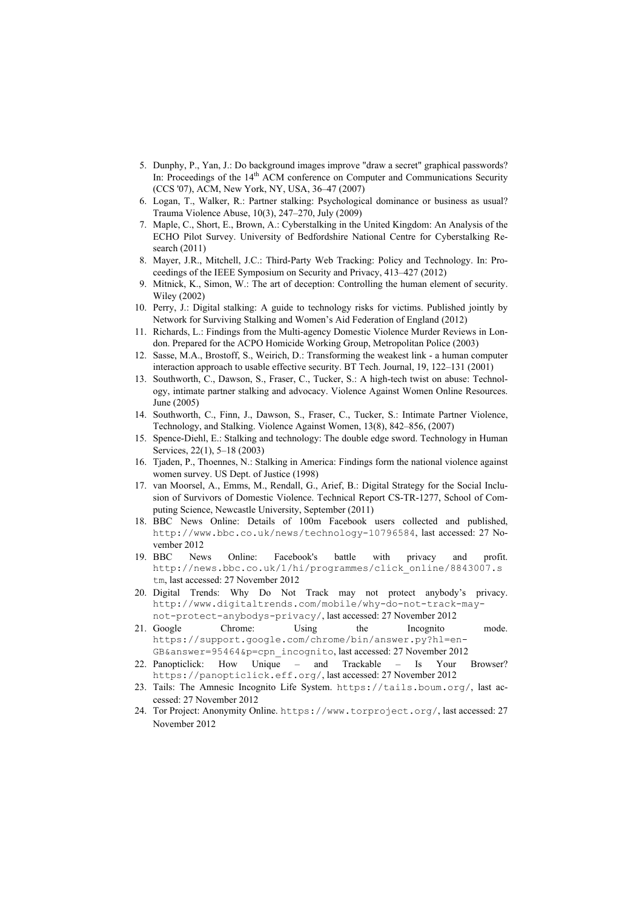5. Dunphy, P., Yan, J.: Do background images improve "draw a secret" graphical passwords? In: Proceedings of the 14th ACM conference on Computer and Communications Security (CCS '07), ACM, New York, NY, USA, 36–47 (2007)
6. Logan, T., Walker, R.: Partner stalking: Psychological dominance or business as usual? Trauma Violence Abuse, 10(3), 247–270, July (2009)
7. Maple, C., Short, E., Brown, A.: Cyberstalking in the United Kingdom: An Analysis of the ECHO Pilot Survey. University of Bedfordshire National Centre for Cyberstalking Research (2011)
8. Mayer, J.R., Mitchell, J.C.: Third-Party Web Tracking: Policy and Technology. In: Proceedings of the IEEE Symposium on Security and Privacy, 413–427 (2012)
9. Mitnick, K., Simon, W.: The art of deception: Controlling the human element of security. Wiley (2002)
10. Perry, J.: Digital stalking: A guide to technology risks for victims. Published jointly by Network for Surviving Stalking and Women's Aid Federation of England (2012)
11. Richards, L.: Findings from the Multi-agency Domestic Violence Murder Reviews in London. Prepared for the ACPO Homicide Working Group, Metropolitan Police (2003)
12. Sasse, M.A., Brostoff, S., Weirich, D.: Transforming the weakest link - a human computer interaction approach to usable effective security. BT Tech. Journal, 19, 122–131 (2001)
13. Southworth, C., Dawson, S., Fraser, C., Tucker, S.: A high-tech twist on abuse: Technology, intimate partner stalking and advocacy. Violence Against Women Online Resources. June (2005)
14. Southworth, C., Finn, J., Dawson, S., Fraser, C., Tucker, S.: Intimate Partner Violence, Technology, and Stalking. Violence Against Women, 13(8), 842–856, (2007)
15. Spence-Diehl, E.: Stalking and technology: The double edge sword. Technology in Human Services, 22(1), 5–18 (2003)
16. Tjaden, P., Thoennes, N.: Stalking in America: Findings form the national violence against women survey. US Dept. of Justice (1998)
17. van Moorsel, A., Emms, M., Rendall, G., Arief, B.: Digital Strategy for the Social Inclusion of Survivors of Domestic Violence. Technical Report CS-TR-1277, School of Computing Science, Newcastle University, September (2011)
18. BBC News Online: Details of 100m Facebook users collected and published, http://www.bbc.co.uk/news/technology-10796584, last accessed: 27 November 2012
19. BBC News Online: Facebook's battle with privacy and profit. http://news.bbc.co.uk/1/hi/programmes/click_online/8843007.stm, last accessed: 27 November 2012
20. Digital Trends: Why Do Not Track may not protect anybody's privacy. http://www.digitaltrends.com/mobile/why-do-not-track-may-not-protect-anybodys-privacy/, last accessed: 27 November 2012
21. Google Chrome: Using the Incognito mode. https://support.google.com/chrome/bin/answer.py?hl=en-GB&answer=95464&p=cpn_incognito, last accessed: 27 November 2012
22. Panopticlick: How Unique – and Trackable – Is Your Browser? https://panopticlick.eff.org/, last accessed: 27 November 2012
23. Tails: The Amnesic Incognito Life System. https://tails.boum.org/, last accessed: 27 November 2012
24. Tor Project: Anonymity Online. https://www.torproject.org/, last accessed: 27 November 2012